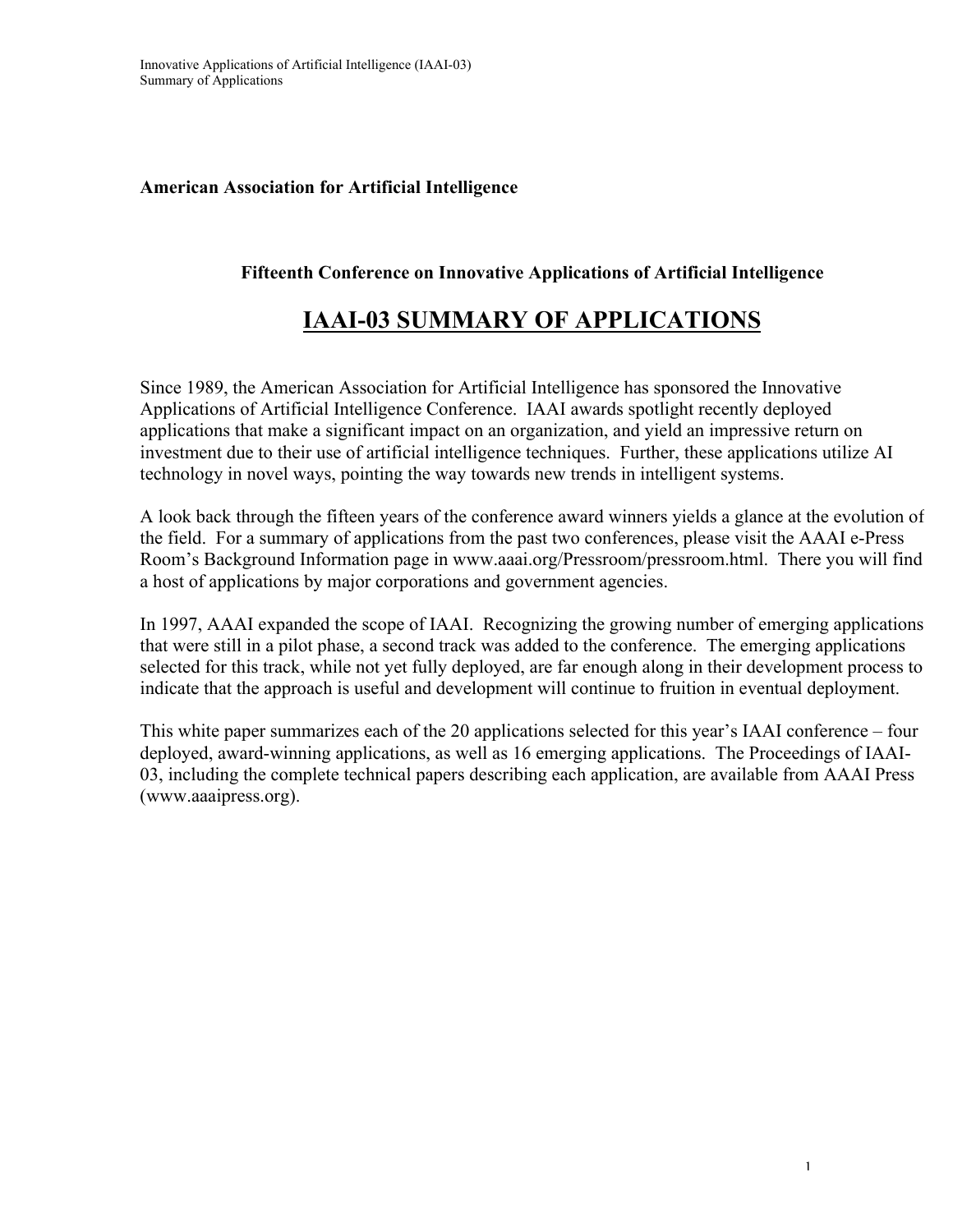**American Association for Artificial Intelligence**

**Fifteenth Conference on Innovative Applications of Artificial Intelligence**

# IAAI-03 SUMMARY OF APPLICATIONS

Since 1989, the American Association for Artificial Intelligence has sponsored the Innovative Applications of Artificial Intelligence Conference. IAAI awards spotlight recently deployed applications that make a significant impact on an organization, and yield an impressive return on investment due to their use of artificial intelligence techniques. Further, these applications utilize AI technology in novel ways, pointing the way towards new trends in intelligent systems.

A look back through the fifteen years of the conference award winners yields a glance at the evolution of the field. For a summary of applications from the past two conferences, please visit the AAAI e-Press Room's Background Information page in www.aaai.org/Pressroom/pressroom.html. There you will find a host of applications by major corporations and government agencies.

In 1997, AAAI expanded the scope of IAAI. Recognizing the growing number of emerging applications that were still in a pilot phase, a second track was added to the conference. The emerging applications selected for this track, while not yet fully deployed, are far enough along in their development process to indicate that the approach is useful and development will continue to fruition in eventual deployment.

This white paper summarizes each of the 20 applications selected for this year's IAAI conference – four deployed, award-winning applications, as well as 16 emerging applications. The Proceedings of IAAI-03, including the complete technical papers describing each application, are available from AAAI Press (www.aaaipress.org).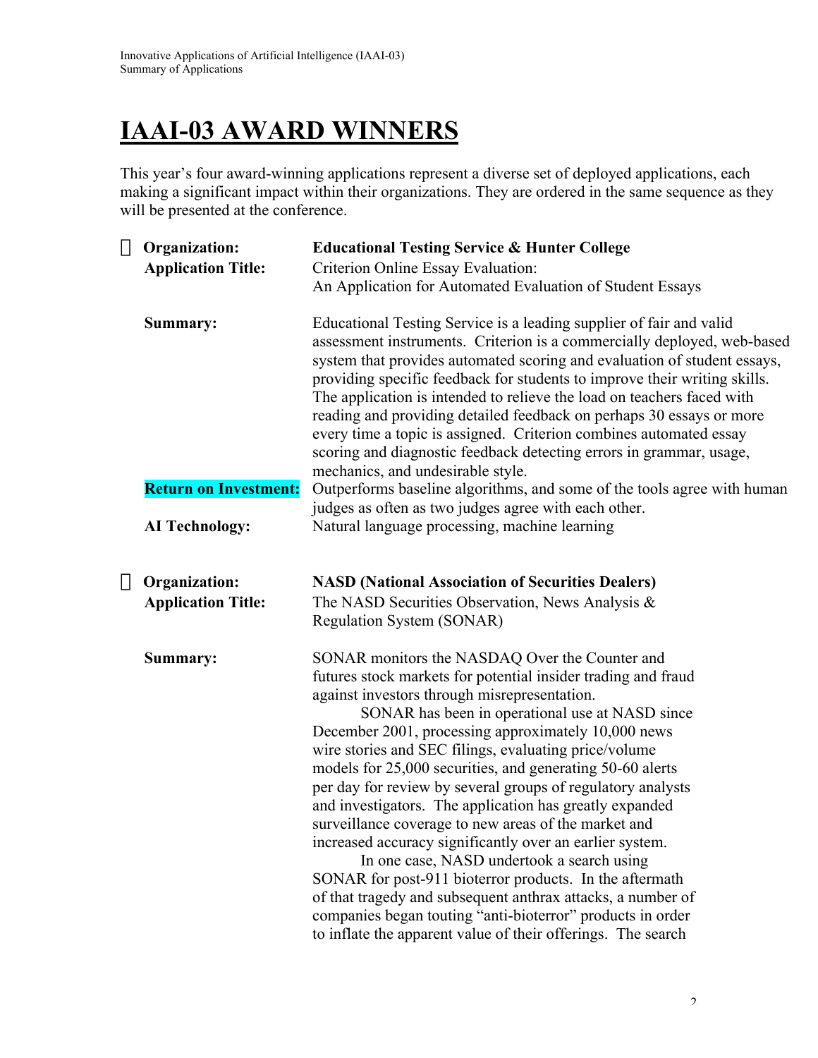# IAAI-03 AWARD WINNERS

This year's four award-winning applications represent a diverse set of deployed applications, each making a significant impact within their organizations. They are ordered in the same sequence as they will be presented at the conference.

- **Organization:** **Educational Testing Service & Hunter College**

  **Application Title:** Criterion Online Essay Evaluation: An Application for Automated Evaluation of Student Essays

  **Summary:** Educational Testing Service is a leading supplier of fair and valid assessment instruments. Criterion is a commercially deployed, web-based system that provides automated scoring and evaluation of student essays, providing specific feedback for students to improve their writing skills. The application is intended to relieve the load on teachers faced with reading and providing detailed feedback on perhaps 30 essays or more every time a topic is assigned. Criterion combines automated essay scoring and diagnostic feedback detecting errors in grammar, usage, mechanics, and undesirable style.

  **Return on Investment:** Outperforms baseline algorithms, and some of the tools agree with human judges as often as two judges agree with each other.

  **AI Technology:** Natural language processing, machine learning

- **Organization:** **NASD (National Association of Securities Dealers)**

  **Application Title:** The NASD Securities Observation, News Analysis & Regulation System (SONAR)

  **Summary:** SONAR monitors the NASDAQ Over the Counter and futures stock markets for potential insider trading and fraud against investors through misrepresentation.

  SONAR has been in operational use at NASD since December 2001, processing approximately 10,000 news wire stories and SEC filings, evaluating price/volume models for 25,000 securities, and generating 50-60 alerts per day for review by several groups of regulatory analysts and investigators. The application has greatly expanded surveillance coverage to new areas of the market and increased accuracy significantly over an earlier system.

  In one case, NASD undertook a search using SONAR for post-911 bioterror products. In the aftermath of that tragedy and subsequent anthrax attacks, a number of companies began touting "anti-bioterror" products in order to inflate the apparent value of their offerings. The search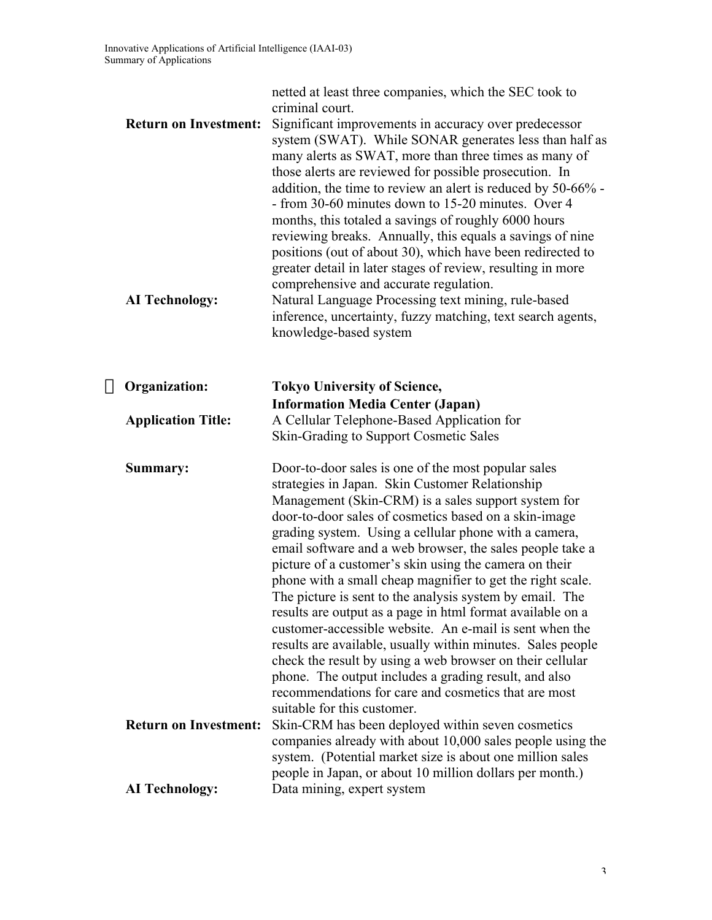netted at least three companies, which the SEC took to criminal court.

**Return on Investment:** Significant improvements in accuracy over predecessor system (SWAT). While SONAR generates less than half as many alerts as SWAT, more than three times as many of those alerts are reviewed for possible prosecution. In addition, the time to review an alert is reduced by 50-66% -- from 30-60 minutes down to 15-20 minutes. Over 4 months, this totaled a savings of roughly 6000 hours reviewing breaks. Annually, this equals a savings of nine positions (out of about 30), which have been redirected to greater detail in later stages of review, resulting in more comprehensive and accurate regulation.

**AI Technology:** Natural Language Processing text mining, rule-based inference, uncertainty, fuzzy matching, text search agents, knowledge-based system

**Organization:** **Tokyo University of Science, Information Media Center (Japan)**

**Application Title:** A Cellular Telephone-Based Application for Skin-Grading to Support Cosmetic Sales

**Summary:** Door-to-door sales is one of the most popular sales strategies in Japan. Skin Customer Relationship Management (Skin-CRM) is a sales support system for door-to-door sales of cosmetics based on a skin-image grading system. Using a cellular phone with a camera, email software and a web browser, the sales people take a picture of a customer's skin using the camera on their phone with a small cheap magnifier to get the right scale. The picture is sent to the analysis system by email. The results are output as a page in html format available on a customer-accessible website. An e-mail is sent when the results are available, usually within minutes. Sales people check the result by using a web browser on their cellular phone. The output includes a grading result, and also recommendations for care and cosmetics that are most suitable for this customer.

**Return on Investment:** Skin-CRM has been deployed within seven cosmetics companies already with about 10,000 sales people using the system. (Potential market size is about one million sales people in Japan, or about 10 million dollars per month.)

**AI Technology:** Data mining, expert system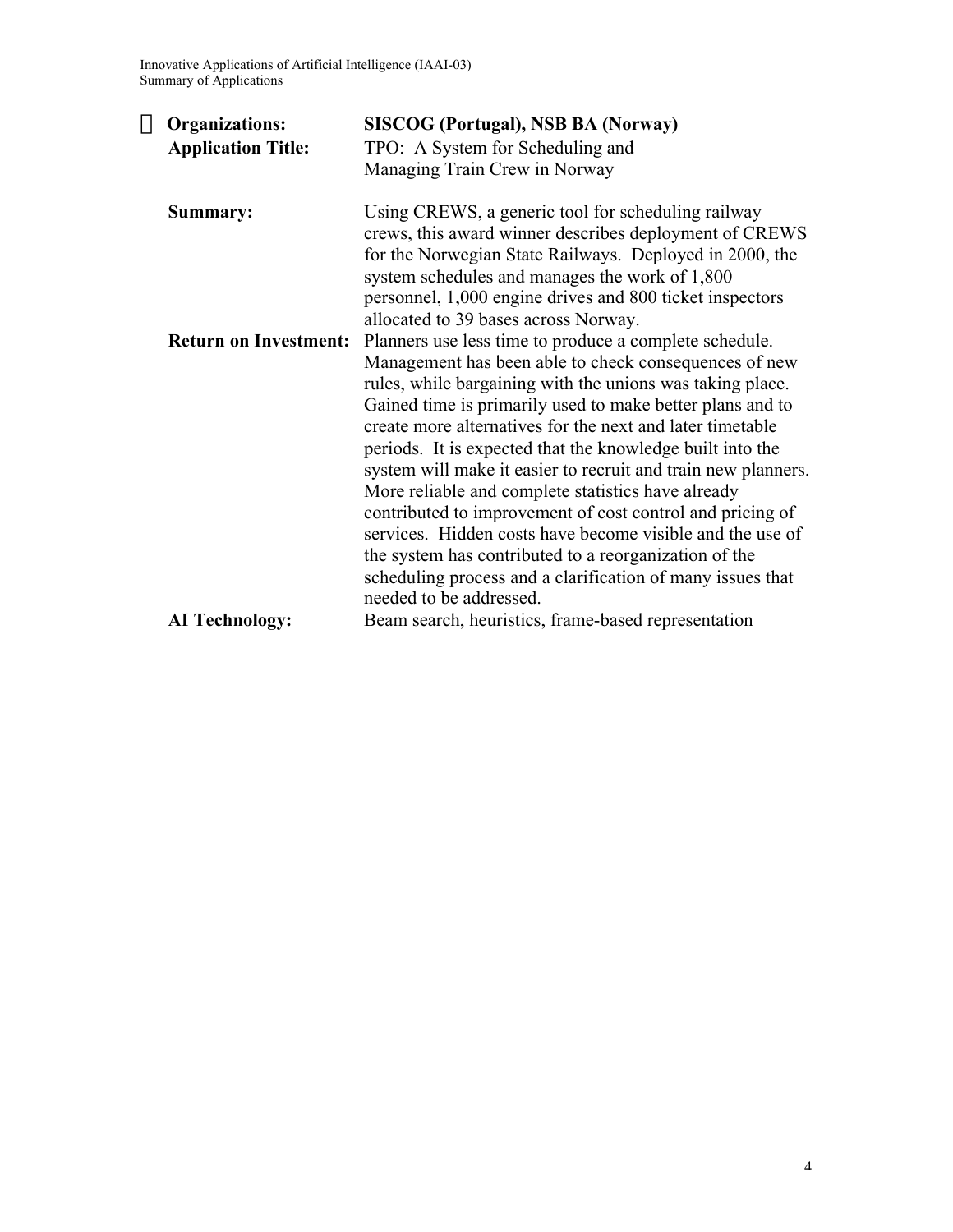**Organizations:** **SISCOG (Portugal), NSB BA (Norway)**

**Application Title:** TPO: A System for Scheduling and Managing Train Crew in Norway

**Summary:** Using CREWS, a generic tool for scheduling railway crews, this award winner describes deployment of CREWS for the Norwegian State Railways. Deployed in 2000, the system schedules and manages the work of 1,800 personnel, 1,000 engine drives and 800 ticket inspectors allocated to 39 bases across Norway.

**Return on Investment:** Planners use less time to produce a complete schedule. Management has been able to check consequences of new rules, while bargaining with the unions was taking place. Gained time is primarily used to make better plans and to create more alternatives for the next and later timetable periods. It is expected that the knowledge built into the system will make it easier to recruit and train new planners. More reliable and complete statistics have already contributed to improvement of cost control and pricing of services. Hidden costs have become visible and the use of the system has contributed to a reorganization of the scheduling process and a clarification of many issues that needed to be addressed.

**AI Technology:** Beam search, heuristics, frame-based representation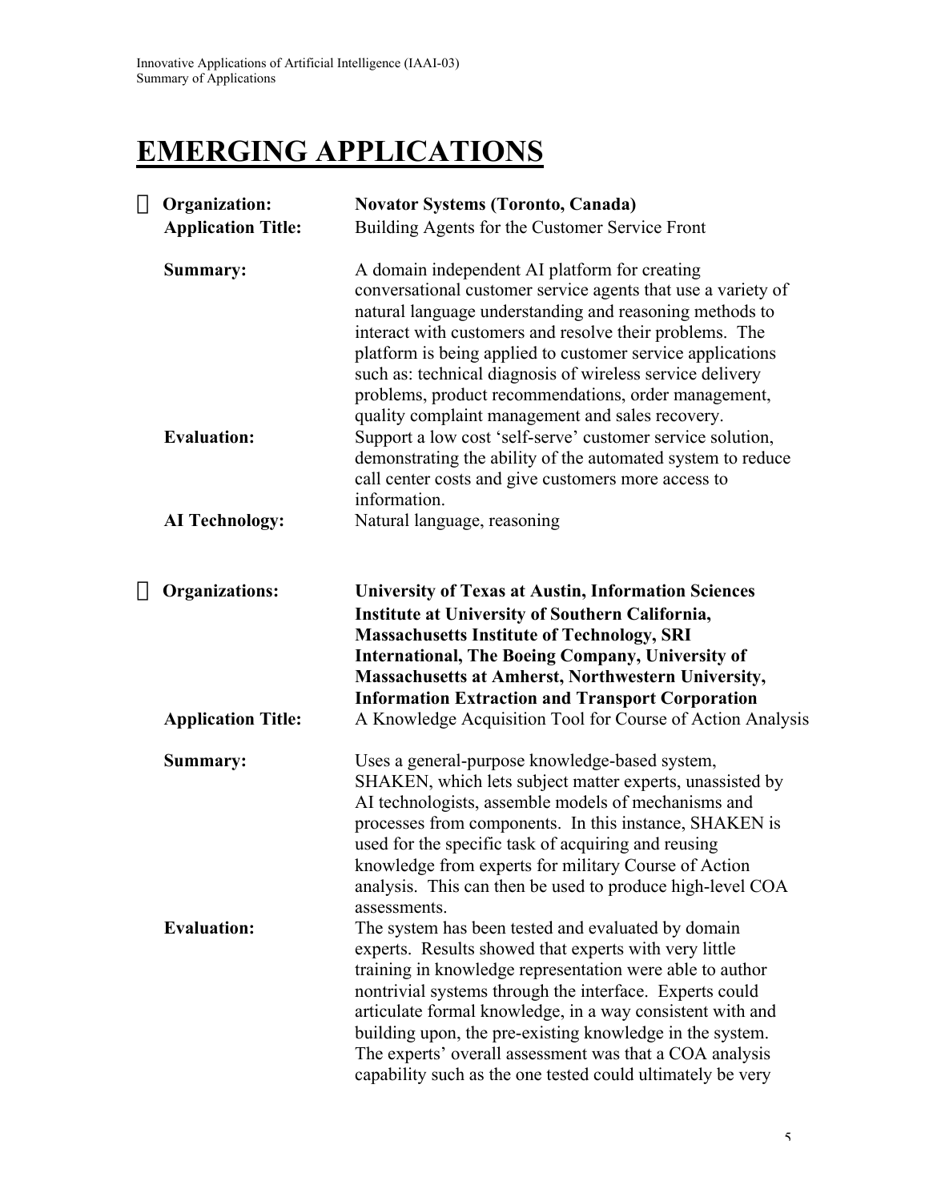# EMERGING APPLICATIONS

- **Organization:** **Novator Systems (Toronto, Canada)**
  **Application Title:** Building Agents for the Customer Service Front

  **Summary:** A domain independent AI platform for creating conversational customer service agents that use a variety of natural language understanding and reasoning methods to interact with customers and resolve their problems. The platform is being applied to customer service applications such as: technical diagnosis of wireless service delivery problems, product recommendations, order management, quality complaint management and sales recovery.

  **Evaluation:** Support a low cost 'self-serve' customer service solution, demonstrating the ability of the automated system to reduce call center costs and give customers more access to information.

  **AI Technology:** Natural language, reasoning

- **Organizations:** **University of Texas at Austin, Information Sciences Institute at University of Southern California, Massachusetts Institute of Technology, SRI International, The Boeing Company, University of Massachusetts at Amherst, Northwestern University, Information Extraction and Transport Corporation**

  **Application Title:** A Knowledge Acquisition Tool for Course of Action Analysis

  **Summary:** Uses a general-purpose knowledge-based system, SHAKEN, which lets subject matter experts, unassisted by AI technologists, assemble models of mechanisms and processes from components. In this instance, SHAKEN is used for the specific task of acquiring and reusing knowledge from experts for military Course of Action analysis. This can then be used to produce high-level COA assessments.

  **Evaluation:** The system has been tested and evaluated by domain experts. Results showed that experts with very little training in knowledge representation were able to author nontrivial systems through the interface. Experts could articulate formal knowledge, in a way consistent with and building upon, the pre-existing knowledge in the system. The experts' overall assessment was that a COA analysis capability such as the one tested could ultimately be very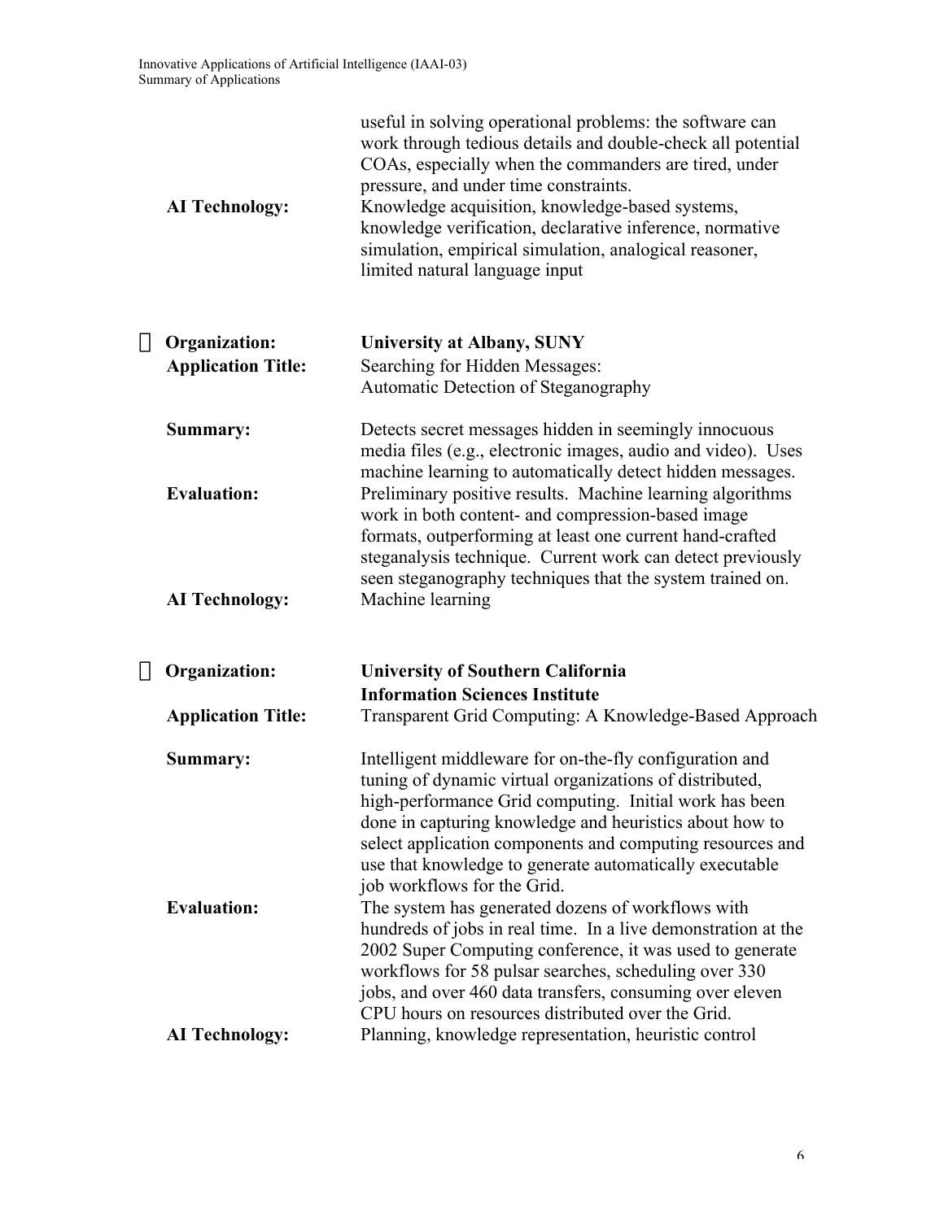useful in solving operational problems: the software can work through tedious details and double-check all potential COAs, especially when the commanders are tired, under pressure, and under time constraints.

**AI Technology:** Knowledge acquisition, knowledge-based systems, knowledge verification, declarative inference, normative simulation, empirical simulation, analogical reasoner, limited natural language input

- **Organization:** **University at Albany, SUNY**

  **Application Title:** Searching for Hidden Messages: Automatic Detection of Steganography

  **Summary:** Detects secret messages hidden in seemingly innocuous media files (e.g., electronic images, audio and video). Uses machine learning to automatically detect hidden messages.

  **Evaluation:** Preliminary positive results. Machine learning algorithms work in both content- and compression-based image formats, outperforming at least one current hand-crafted steganalysis technique. Current work can detect previously seen steganography techniques that the system trained on.

  **AI Technology:** Machine learning

- **Organization:** **University of Southern California Information Sciences Institute**

  **Application Title:** Transparent Grid Computing: A Knowledge-Based Approach

  **Summary:** Intelligent middleware for on-the-fly configuration and tuning of dynamic virtual organizations of distributed, high-performance Grid computing. Initial work has been done in capturing knowledge and heuristics about how to select application components and computing resources and use that knowledge to generate automatically executable job workflows for the Grid.

  **Evaluation:** The system has generated dozens of workflows with hundreds of jobs in real time. In a live demonstration at the 2002 Super Computing conference, it was used to generate workflows for 58 pulsar searches, scheduling over 330 jobs, and over 460 data transfers, consuming over eleven CPU hours on resources distributed over the Grid.

  **AI Technology:** Planning, knowledge representation, heuristic control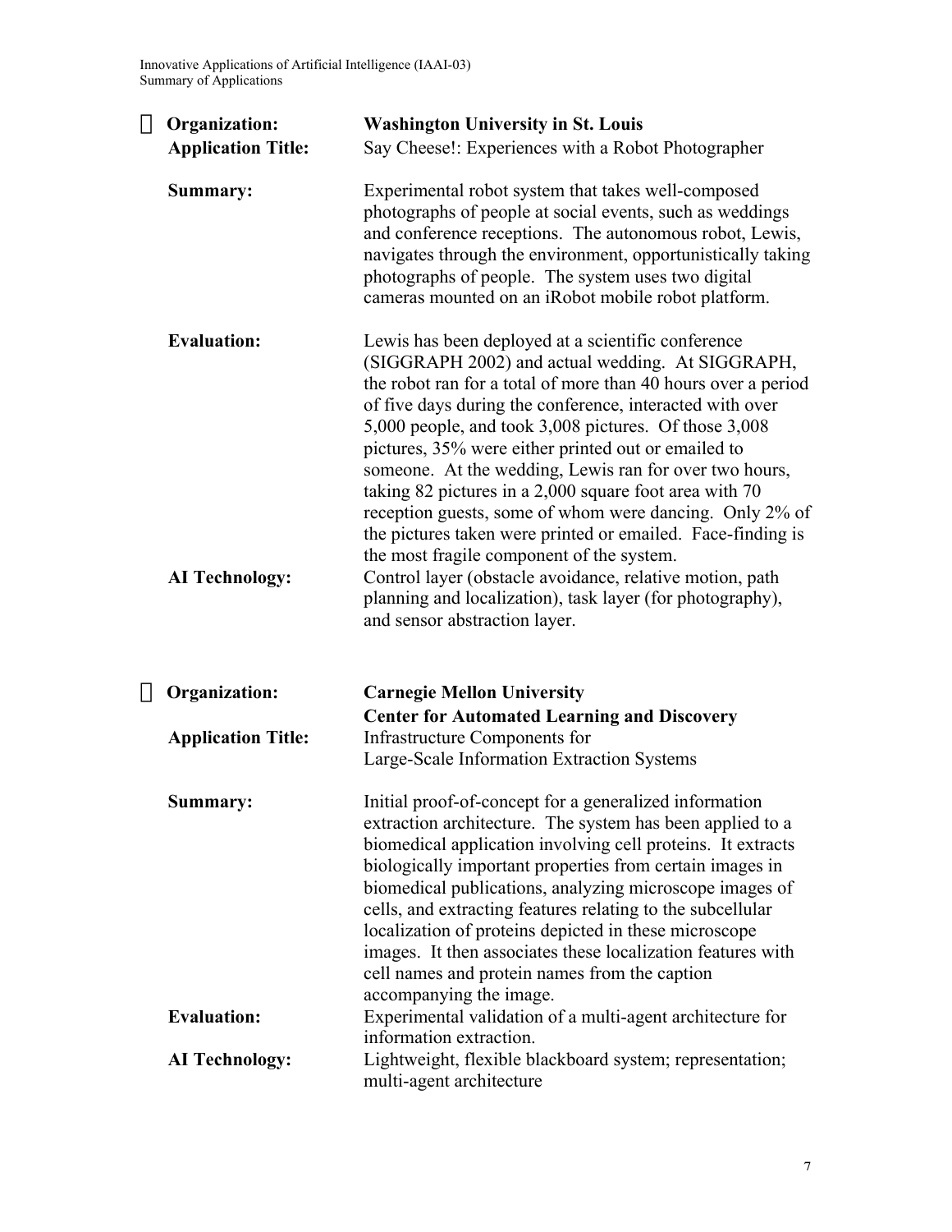- **Organization:** **Washington University in St. Louis**

  **Application Title:** Say Cheese!: Experiences with a Robot Photographer

  **Summary:** Experimental robot system that takes well-composed photographs of people at social events, such as weddings and conference receptions. The autonomous robot, Lewis, navigates through the environment, opportunistically taking photographs of people. The system uses two digital cameras mounted on an iRobot mobile robot platform.

  **Evaluation:** Lewis has been deployed at a scientific conference (SIGGRAPH 2002) and actual wedding. At SIGGRAPH, the robot ran for a total of more than 40 hours over a period of five days during the conference, interacted with over 5,000 people, and took 3,008 pictures. Of those 3,008 pictures, 35% were either printed out or emailed to someone. At the wedding, Lewis ran for over two hours, taking 82 pictures in a 2,000 square foot area with 70 reception guests, some of whom were dancing. Only 2% of the pictures taken were printed or emailed. Face-finding is the most fragile component of the system.

  **AI Technology:** Control layer (obstacle avoidance, relative motion, path planning and localization), task layer (for photography), and sensor abstraction layer.

- **Organization:** **Carnegie Mellon University**
  **Center for Automated Learning and Discovery**

  **Application Title:** Infrastructure Components for Large-Scale Information Extraction Systems

  **Summary:** Initial proof-of-concept for a generalized information extraction architecture. The system has been applied to a biomedical application involving cell proteins. It extracts biologically important properties from certain images in biomedical publications, analyzing microscope images of cells, and extracting features relating to the subcellular localization of proteins depicted in these microscope images. It then associates these localization features with cell names and protein names from the caption accompanying the image.

  **Evaluation:** Experimental validation of a multi-agent architecture for information extraction.

  **AI Technology:** Lightweight, flexible blackboard system; representation; multi-agent architecture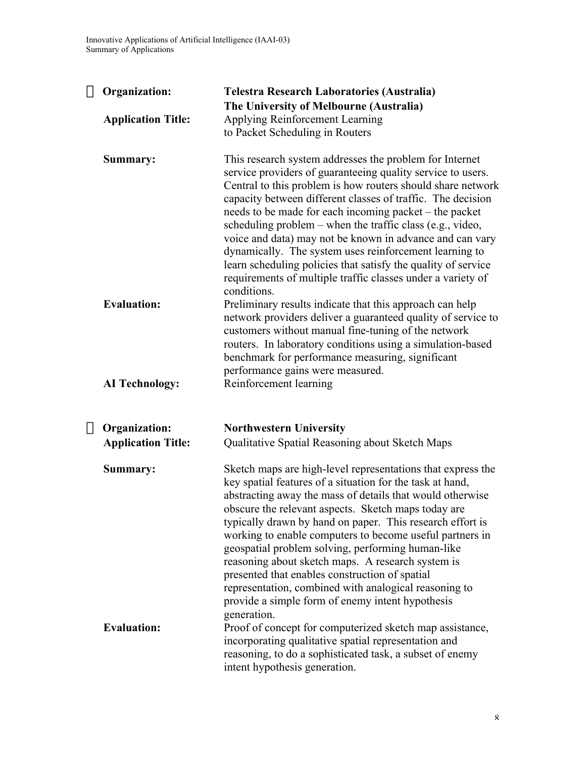- **Organization:** **Telestra Research Laboratories (Australia)**
  **The University of Melbourne (Australia)**

  **Application Title:** Applying Reinforcement Learning to Packet Scheduling in Routers

  **Summary:** This research system addresses the problem for Internet service providers of guaranteeing quality service to users. Central to this problem is how routers should share network capacity between different classes of traffic. The decision needs to be made for each incoming packet – the packet scheduling problem – when the traffic class (e.g., video, voice and data) may not be known in advance and can vary dynamically. The system uses reinforcement learning to learn scheduling policies that satisfy the quality of service requirements of multiple traffic classes under a variety of conditions.

  **Evaluation:** Preliminary results indicate that this approach can help network providers deliver a guaranteed quality of service to customers without manual fine-tuning of the network routers. In laboratory conditions using a simulation-based benchmark for performance measuring, significant performance gains were measured.

  **AI Technology:** Reinforcement learning

- **Organization:** **Northwestern University**

  **Application Title:** Qualitative Spatial Reasoning about Sketch Maps

  **Summary:** Sketch maps are high-level representations that express the key spatial features of a situation for the task at hand, abstracting away the mass of details that would otherwise obscure the relevant aspects. Sketch maps today are typically drawn by hand on paper. This research effort is working to enable computers to become useful partners in geospatial problem solving, performing human-like reasoning about sketch maps. A research system is presented that enables construction of spatial representation, combined with analogical reasoning to provide a simple form of enemy intent hypothesis generation.

  **Evaluation:** Proof of concept for computerized sketch map assistance, incorporating qualitative spatial representation and reasoning, to do a sophisticated task, a subset of enemy intent hypothesis generation.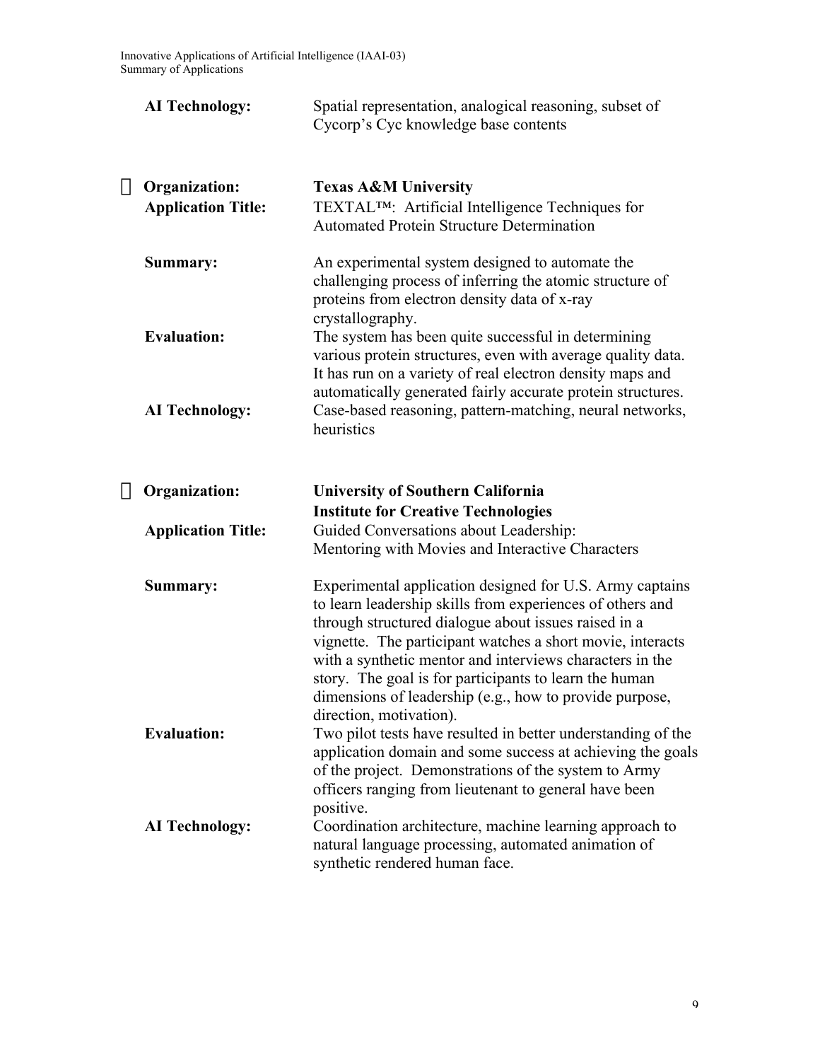**AI Technology:** Spatial representation, analogical reasoning, subset of Cycorp's Cyc knowledge base contents

---

**Organization:** **Texas A&M University**

**Application Title:** TEXTAL™: Artificial Intelligence Techniques for Automated Protein Structure Determination

**Summary:** An experimental system designed to automate the challenging process of inferring the atomic structure of proteins from electron density data of x-ray crystallography.

**Evaluation:** The system has been quite successful in determining various protein structures, even with average quality data. It has run on a variety of real electron density maps and automatically generated fairly accurate protein structures.

**AI Technology:** Case-based reasoning, pattern-matching, neural networks, heuristics

---

**Organization:** **University of Southern California Institute for Creative Technologies**

**Application Title:** Guided Conversations about Leadership: Mentoring with Movies and Interactive Characters

**Summary:** Experimental application designed for U.S. Army captains to learn leadership skills from experiences of others and through structured dialogue about issues raised in a vignette. The participant watches a short movie, interacts with a synthetic mentor and interviews characters in the story. The goal is for participants to learn the human dimensions of leadership (e.g., how to provide purpose, direction, motivation).

**Evaluation:** Two pilot tests have resulted in better understanding of the application domain and some success at achieving the goals of the project. Demonstrations of the system to Army officers ranging from lieutenant to general have been positive.

**AI Technology:** Coordination architecture, machine learning approach to natural language processing, automated animation of synthetic rendered human face.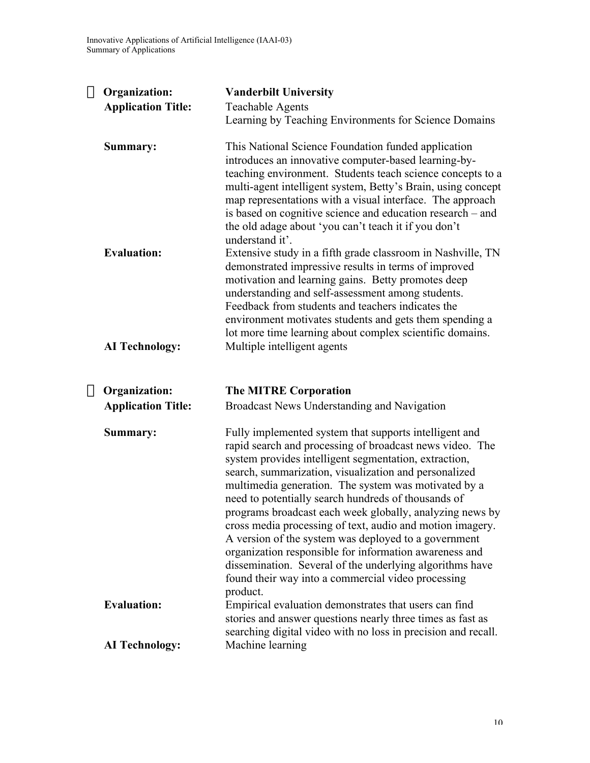- **Organization:** **Vanderbilt University**

  **Application Title:** Teachable Agents
  Learning by Teaching Environments for Science Domains

  **Summary:** This National Science Foundation funded application introduces an innovative computer-based learning-by-teaching environment. Students teach science concepts to a multi-agent intelligent system, Betty's Brain, using concept map representations with a visual interface. The approach is based on cognitive science and education research – and the old adage about 'you can't teach it if you don't understand it'.

  **Evaluation:** Extensive study in a fifth grade classroom in Nashville, TN demonstrated impressive results in terms of improved motivation and learning gains. Betty promotes deep understanding and self-assessment among students. Feedback from students and teachers indicates the environment motivates students and gets them spending a lot more time learning about complex scientific domains.

  **AI Technology:** Multiple intelligent agents

- **Organization:** **The MITRE Corporation**

  **Application Title:** Broadcast News Understanding and Navigation

  **Summary:** Fully implemented system that supports intelligent and rapid search and processing of broadcast news video. The system provides intelligent segmentation, extraction, search, summarization, visualization and personalized multimedia generation. The system was motivated by a need to potentially search hundreds of thousands of programs broadcast each week globally, analyzing news by cross media processing of text, audio and motion imagery. A version of the system was deployed to a government organization responsible for information awareness and dissemination. Several of the underlying algorithms have found their way into a commercial video processing product.

  **Evaluation:** Empirical evaluation demonstrates that users can find stories and answer questions nearly three times as fast as searching digital video with no loss in precision and recall.

  **AI Technology:** Machine learning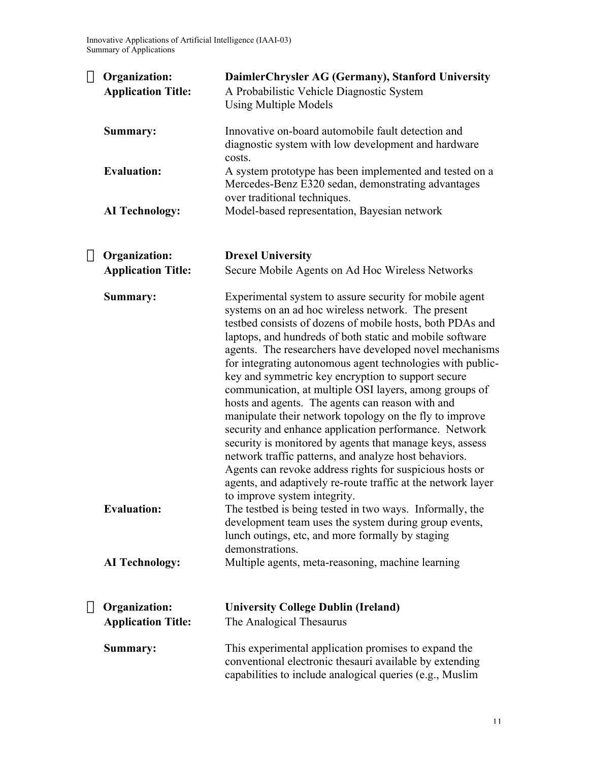- **Organization:** **DaimlerChrysler AG (Germany), Stanford University**
  **Application Title:** A Probabilistic Vehicle Diagnostic System Using Multiple Models

  **Summary:** Innovative on-board automobile fault detection and diagnostic system with low development and hardware costs.
  **Evaluation:** A system prototype has been implemented and tested on a Mercedes-Benz E320 sedan, demonstrating advantages over traditional techniques.
  **AI Technology:** Model-based representation, Bayesian network

- **Organization:** **Drexel University**
  **Application Title:** Secure Mobile Agents on Ad Hoc Wireless Networks

  **Summary:** Experimental system to assure security for mobile agent systems on an ad hoc wireless network. The present testbed consists of dozens of mobile hosts, both PDAs and laptops, and hundreds of both static and mobile software agents. The researchers have developed novel mechanisms for integrating autonomous agent technologies with public-key and symmetric key encryption to support secure communication, at multiple OSI layers, among groups of hosts and agents. The agents can reason with and manipulate their network topology on the fly to improve security and enhance application performance. Network security is monitored by agents that manage keys, assess network traffic patterns, and analyze host behaviors. Agents can revoke address rights for suspicious hosts or agents, and adaptively re-route traffic at the network layer to improve system integrity.
  **Evaluation:** The testbed is being tested in two ways. Informally, the development team uses the system during group events, lunch outings, etc, and more formally by staging demonstrations.
  **AI Technology:** Multiple agents, meta-reasoning, machine learning

- **Organization:** **University College Dublin (Ireland)**
  **Application Title:** The Analogical Thesaurus

  **Summary:** This experimental application promises to expand the conventional electronic thesauri available by extending capabilities to include analogical queries (e.g., Muslim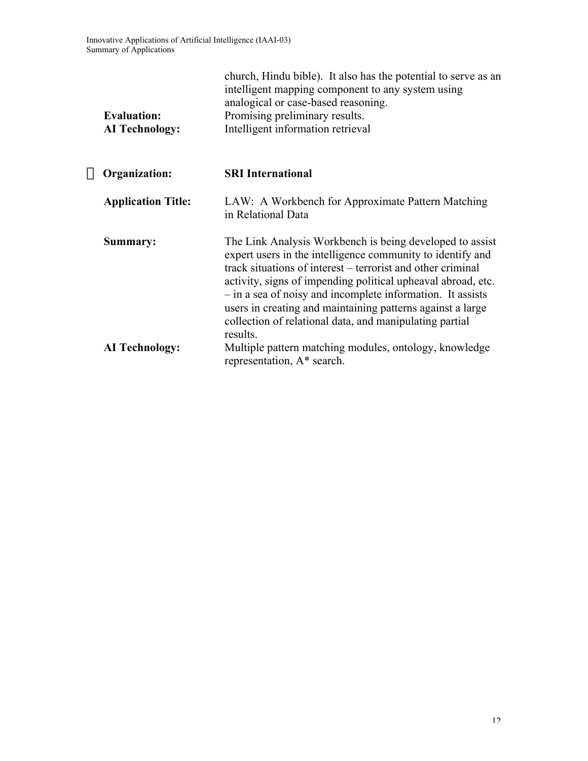church, Hindu bible). It also has the potential to serve as an intelligent mapping component to any system using analogical or case-based reasoning.

**Evaluation:** Promising preliminary results.

**AI Technology:** Intelligent information retrieval

- **Organization:** **SRI International**

  **Application Title:** LAW: A Workbench for Approximate Pattern Matching in Relational Data

  **Summary:** The Link Analysis Workbench is being developed to assist expert users in the intelligence community to identify and track situations of interest – terrorist and other criminal activity, signs of impending political upheaval abroad, etc. – in a sea of noisy and incomplete information. It assists users in creating and maintaining patterns against a large collection of relational data, and manipulating partial results.

  **AI Technology:** Multiple pattern matching modules, ontology, knowledge representation, A* search.